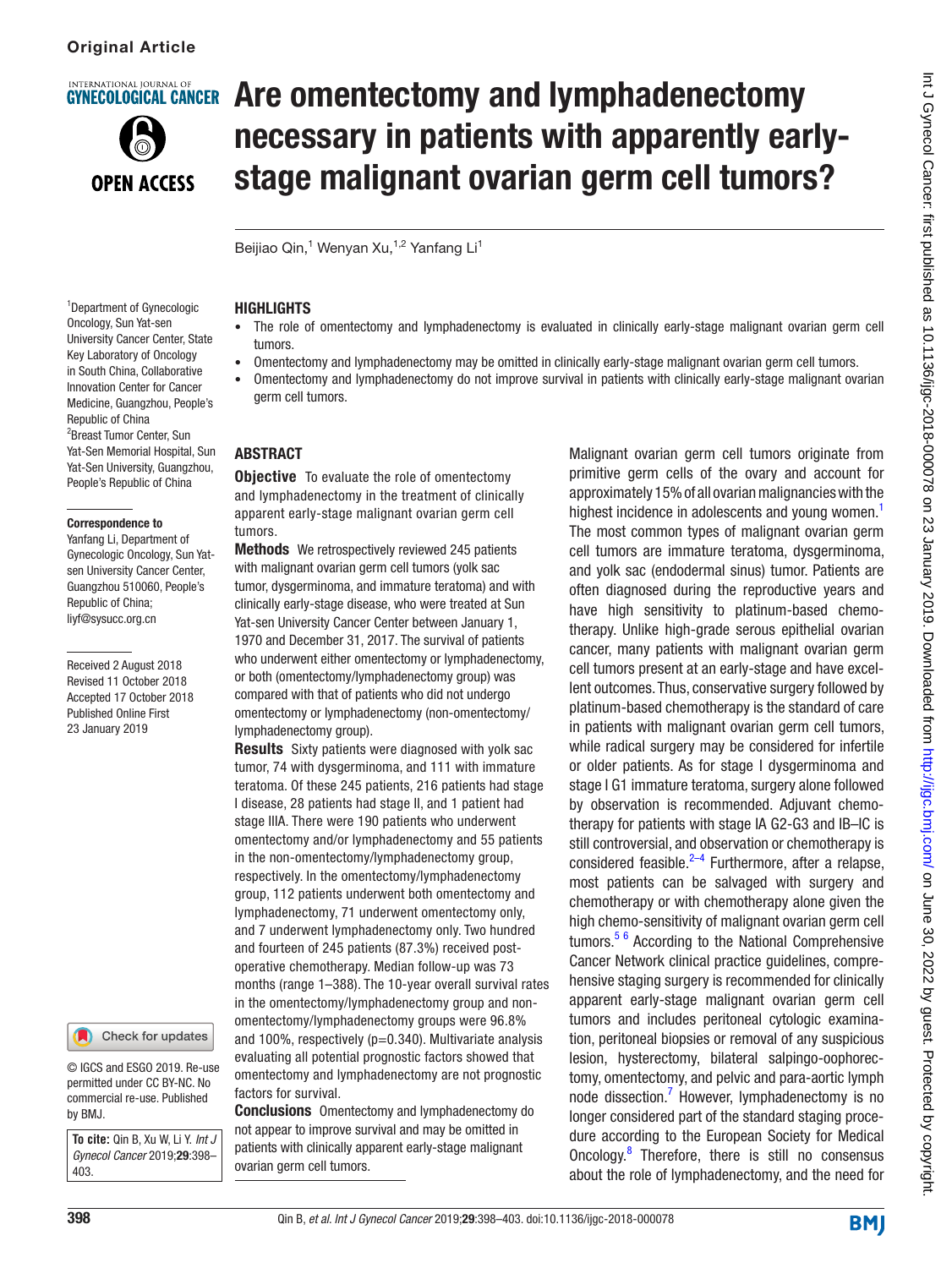Original Article

# Are omentectomy and lymphadenectomy necessary in patients with apparently early-stage malignant ovarian germ cell tumors?

Beijiao Qin,[1] Wenyan Xu,[1,2] Yanfang Li[1]

[1]Department of Gynecologic Oncology, Sun Yat-sen University Cancer Center, State Key Laboratory of Oncology in South China, Collaborative Innovation Center for Cancer Medicine, Guangzhou, People's Republic of China
[2]Breast Tumor Center, Sun Yat-Sen Memorial Hospital, Sun Yat-Sen University, Guangzhou, People's Republic of China

**Correspondence to**
Yanfang Li, Department of Gynecologic Oncology, Sun Yat-sen University Cancer Center, Guangzhou 510060, People's Republic of China; liyf@sysucc.org.cn

Received 2 August 2018
Revised 11 October 2018
Accepted 17 October 2018
Published Online First 23 January 2019

© IGCS and ESGO 2019. Re-use permitted under CC BY-NC. No commercial re-use. Published by BMJ.

**To cite:** Qin B, Xu W, Li Y. *Int J Gynecol Cancer* 2019;**29**:398–403.

## HIGHLIGHTS

- The role of omentectomy and lymphadenectomy is evaluated in clinically early-stage malignant ovarian germ cell tumors.
- Omentectomy and lymphadenectomy may be omitted in clinically early-stage malignant ovarian germ cell tumors.
- Omentectomy and lymphadenectomy do not improve survival in patients with clinically early-stage malignant ovarian germ cell tumors.

## ABSTRACT

**Objective** To evaluate the role of omentectomy and lymphadenectomy in the treatment of clinically apparent early-stage malignant ovarian germ cell tumors.

**Methods** We retrospectively reviewed 245 patients with malignant ovarian germ cell tumors (yolk sac tumor, dysgerminoma, and immature teratoma) and with clinically early-stage disease, who were treated at Sun Yat-sen University Cancer Center between January 1, 1970 and December 31, 2017. The survival of patients who underwent either omentectomy or lymphadenectomy, or both (omentectomy/lymphadenectomy group) was compared with that of patients who did not undergo omentectomy or lymphadenectomy (non-omentectomy/lymphadenectomy group).

**Results** Sixty patients were diagnosed with yolk sac tumor, 74 with dysgerminoma, and 111 with immature teratoma. Of these 245 patients, 216 patients had stage I disease, 28 patients had stage II, and 1 patient had stage IIIA. There were 190 patients who underwent omentectomy and/or lymphadenectomy and 55 patients in the non-omentectomy/lymphadenectomy group, respectively. In the omentectomy/lymphadenectomy group, 112 patients underwent both omentectomy and lymphadenectomy, 71 underwent omentectomy only, and 7 underwent lymphadenectomy only. Two hundred and fourteen of 245 patients (87.3%) received post-operative chemotherapy. Median follow-up was 73 months (range 1–388). The 10-year overall survival rates in the omentectomy/lymphadenectomy group and non-omentectomy/lymphadenectomy groups were 96.8% and 100%, respectively (p=0.340). Multivariate analysis evaluating all potential prognostic factors showed that omentectomy and lymphadenectomy are not prognostic factors for survival.

**Conclusions** Omentectomy and lymphadenectomy do not appear to improve survival and may be omitted in patients with clinically apparent early-stage malignant ovarian germ cell tumors.

Malignant ovarian germ cell tumors originate from primitive germ cells of the ovary and account for approximately 15% of all ovarian malignancies with the highest incidence in adolescents and young women.[1] The most common types of malignant ovarian germ cell tumors are immature teratoma, dysgerminoma, and yolk sac (endodermal sinus) tumor. Patients are often diagnosed during the reproductive years and have high sensitivity to platinum-based chemotherapy. Unlike high-grade serous epithelial ovarian cancer, many patients with malignant ovarian germ cell tumors present at an early-stage and have excellent outcomes. Thus, conservative surgery followed by platinum-based chemotherapy is the standard of care in patients with malignant ovarian germ cell tumors, while radical surgery may be considered for infertile or older patients. As for stage I dysgerminoma and stage I G1 immature teratoma, surgery alone followed by observation is recommended. Adjuvant chemotherapy for patients with stage IA G2-G3 and IB–IC is still controversial, and observation or chemotherapy is considered feasible.[2–4] Furthermore, after a relapse, most patients can be salvaged with surgery and chemotherapy or with chemotherapy alone given the high chemo-sensitivity of malignant ovarian germ cell tumors.[5 6] According to the National Comprehensive Cancer Network clinical practice guidelines, comprehensive staging surgery is recommended for clinically apparent early-stage malignant ovarian germ cell tumors and includes peritoneal cytologic examination, peritoneal biopsies or removal of any suspicious lesion, hysterectomy, bilateral salpingo-oophorectomy, omentectomy, and pelvic and para-aortic lymph node dissection.[7] However, lymphadenectomy is no longer considered part of the standard staging procedure according to the European Society for Medical Oncology.[8] Therefore, there is still no consensus about the role of lymphadenectomy, and the need for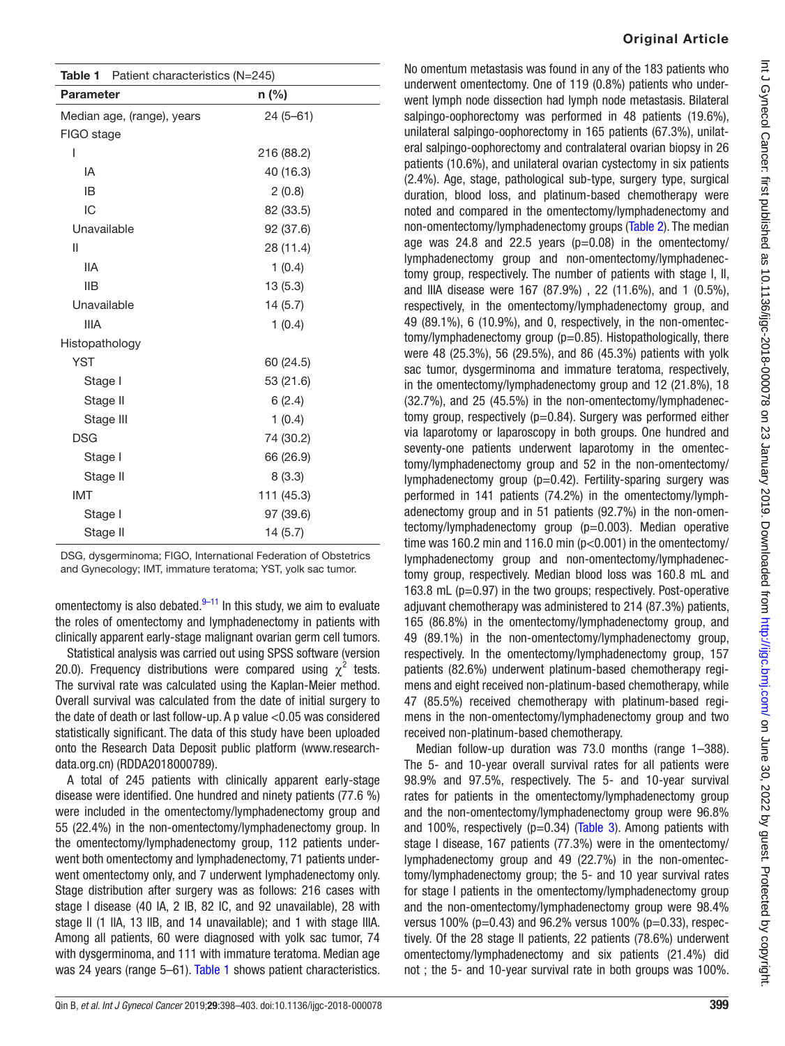**Table 1** Patient characteristics (N=245)

| Parameter | n (%) |
|---|---|
| Median age, (range), years | 24 (5–61) |
| FIGO stage | |
| I | 216 (88.2) |
| IA | 40 (16.3) |
| IB | 2 (0.8) |
| IC | 82 (33.5) |
| Unavailable | 92 (37.6) |
| II | 28 (11.4) |
| IIA | 1 (0.4) |
| IIB | 13 (5.3) |
| Unavailable | 14 (5.7) |
| IIIA | 1 (0.4) |
| Histopathology | |
| YST | 60 (24.5) |
| Stage I | 53 (21.6) |
| Stage II | 6 (2.4) |
| Stage III | 1 (0.4) |
| DSG | 74 (30.2) |
| Stage I | 66 (26.9) |
| Stage II | 8 (3.3) |
| IMT | 111 (45.3) |
| Stage I | 97 (39.6) |
| Stage II | 14 (5.7) |

DSG, dysgerminoma; FIGO, International Federation of Obstetrics and Gynecology; IMT, immature teratoma; YST, yolk sac tumor.

omentectomy is also debated.[9–11] In this study, we aim to evaluate the roles of omentectomy and lymphadenectomy in patients with clinically apparent early-stage malignant ovarian germ cell tumors.

Statistical analysis was carried out using SPSS software (version 20.0). Frequency distributions were compared using $\chi^2$ tests. The survival rate was calculated using the Kaplan-Meier method. Overall survival was calculated from the date of initial surgery to the date of death or last follow-up. A p value <0.05 was considered statistically significant. The data of this study have been uploaded onto the Research Data Deposit public platform (www.researchdata.org.cn) (RDDA2018000789).

A total of 245 patients with clinically apparent early-stage disease were identified. One hundred and ninety patients (77.6 %) were included in the omentectomy/lymphadenectomy group and 55 (22.4%) in the non-omentectomy/lymphadenectomy group. In the omentectomy/lymphadenectomy group, 112 patients underwent both omentectomy and lymphadenectomy, 71 patients underwent omentectomy only, and 7 underwent lymphadenectomy only. Stage distribution after surgery was as follows: 216 cases with stage I disease (40 IA, 2 IB, 82 IC, and 92 unavailable), 28 with stage II (1 IIA, 13 IIB, and 14 unavailable); and 1 with stage IIIA. Among all patients, 60 were diagnosed with yolk sac tumor, 74 with dysgerminoma, and 111 with immature teratoma. Median age was 24 years (range 5–61). Table 1 shows patient characteristics.

No omentum metastasis was found in any of the 183 patients who underwent omentectomy. One of 119 (0.8%) patients who underwent lymph node dissection had lymph node metastasis. Bilateral salpingo-oophorectomy was performed in 48 patients (19.6%), unilateral salpingo-oophorectomy in 165 patients (67.3%), unilateral salpingo-oophorectomy and contralateral ovarian biopsy in 26 patients (10.6%), and unilateral ovarian cystectomy in six patients (2.4%). Age, stage, pathological sub-type, surgery type, surgical duration, blood loss, and platinum-based chemotherapy were noted and compared in the omentectomy/lymphadenectomy and non-omentectomy/lymphadenectomy groups (Table 2). The median age was 24.8 and 22.5 years (p=0.08) in the omentectomy/lymphadenectomy group and non-omentectomy/lymphadenectomy group, respectively. The number of patients with stage I, II, and IIIA disease were 167 (87.9%) , 22 (11.6%), and 1 (0.5%), respectively, in the omentectomy/lymphadenectomy group, and 49 (89.1%), 6 (10.9%), and 0, respectively, in the non-omentectomy/lymphadenectomy group (p=0.85). Histopathologically, there were 48 (25.3%), 56 (29.5%), and 86 (45.3%) patients with yolk sac tumor, dysgerminoma and immature teratoma, respectively, in the omentectomy/lymphadenectomy group and 12 (21.8%), 18 (32.7%), and 25 (45.5%) in the non-omentectomy/lymphadenectomy group, respectively (p=0.84). Surgery was performed either via laparotomy or laparoscopy in both groups. One hundred and seventy-one patients underwent laparotomy in the omentectomy/lymphadenectomy group and 52 in the non-omentectomy/lymphadenectomy group (p=0.42). Fertility-sparing surgery was performed in 141 patients (74.2%) in the omentectomy/lymphadenectomy group and in 51 patients (92.7%) in the non-omentectomy/lymphadenectomy group (p=0.003). Median operative time was 160.2 min and 116.0 min (p<0.001) in the omentectomy/lymphadenectomy group and non-omentectomy/lymphadenectomy group, respectively. Median blood loss was 160.8 mL and 163.8 mL (p=0.97) in the two groups; respectively. Post-operative adjuvant chemotherapy was administered to 214 (87.3%) patients, 165 (86.8%) in the omentectomy/lymphadenectomy group, and 49 (89.1%) in the non-omentectomy/lymphadenectomy group, respectively. In the omentectomy/lymphadenectomy group, 157 patients (82.6%) underwent platinum-based chemotherapy regimens and eight received non-platinum-based chemotherapy, while 47 (85.5%) received chemotherapy with platinum-based regimens in the non-omentectomy/lymphadenectomy group and two received non-platinum-based chemotherapy.

Median follow-up duration was 73.0 months (range 1–388). The 5- and 10-year overall survival rates for all patients were 98.9% and 97.5%, respectively. The 5- and 10-year survival rates for patients in the omentectomy/lymphadenectomy group and the non-omentectomy/lymphadenectomy group were 96.8% and 100%, respectively (p=0.34) (Table 3). Among patients with stage I disease, 167 patients (77.3%) were in the omentectomy/lymphadenectomy group and 49 (22.7%) in the non-omentectomy/lymphadenectomy group; the 5- and 10 year survival rates for stage I patients in the omentectomy/lymphadenectomy group and the non-omentectomy/lymphadenectomy group were 98.4% versus 100% (p=0.43) and 96.2% versus 100% (p=0.33), respectively. Of the 28 stage II patients, 22 patients (78.6%) underwent omentectomy/lymphadenectomy and six patients (21.4%) did not ; the 5- and 10-year survival rate in both groups was 100%.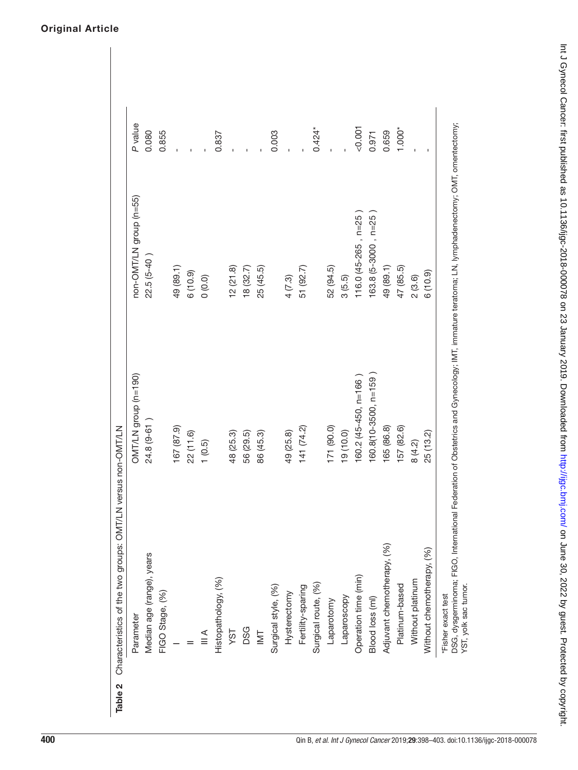**Table 2** Characteristics of the two groups: OMT/LN versus non-OMT/LN

| Parameter | OMT/LN group (n=190) | non-OMT/LN group (n=55) | *P* value |
|---|---|---|---|
| Median age (range), years | 24.8 (9-61 ) | 22.5 (5-40 ) | 0.080 |
| FIGO Stage, (%) | | | 0.855 |
| I | 167 (87.9) | 49 (89.1) | - |
| II | 22 (11.6) | 6 (10.9) | - |
| III A | 1 (0.5) | 0 (0.0) | - |
| Histopathology, (%) | | | 0.837 |
| YST | 48 (25.3) | 12 (21.8) | - |
| DSG | 56 (29.5) | 18 (32.7) | - |
| IMT | 86 (45.3) | 25 (45.5) | - |
| Surgical style, (%) | | | 0.003 |
| Hysterectomy | 49 (25.8) | 4 (7.3) | - |
| Fertility-sparing | 141 (74.2) | 51 (92.7) | - |
| Surgical route, (%) | | | 0.424* |
| Laparotomy | 171 (90.0) | 52 (94.5) | - |
| Laparoscopy | 19 (10.0) | 3 (5.5) | - |
| Operation time (min) | 160.2 (45-450, n=166 ) | 116.0 (45-265 , n=25 ) | <0.001 |
| Blood loss (ml) | 160.8(10-3500, n=159 ) | 163.8 (5-3000 , n=25 ) | 0.971 |
| Adjuvant chemotherapy, (%) | 165 (86.8) | 49 (89.1) | 0.659 |
| Platinum-based | 157 (82.6) | 47 (85.5) | 1.000* |
| Without platinum | 8 (4.2) | 2 (3.6) | - |
| Without chemotherapy, (%) | 25 (13.2) | 6 (10.9) | - |

*Fisher exact test

DSG, dysgerminoma; FIGO, International Federation of Obstetrics and Gynecology; IMT, immature teratoma; LN, lymphadenectomy; OMT, omentectomy; YST, yolk sac tumor.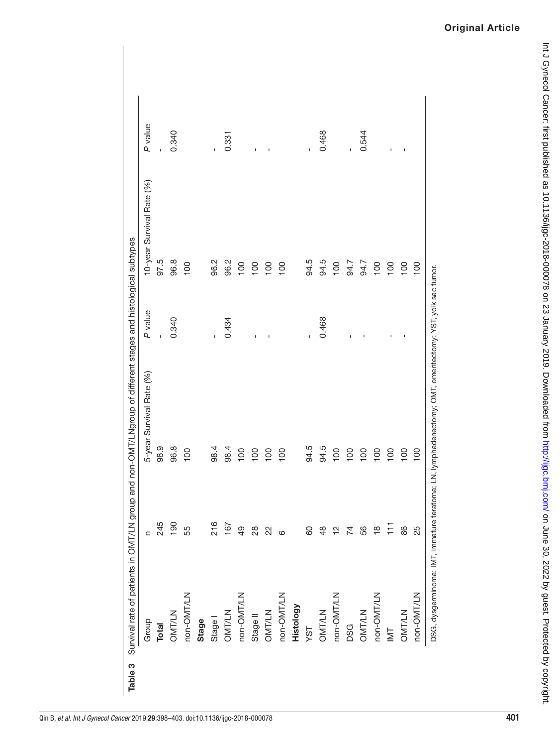**Table 3** Survival rate of patients in OMT/LN group and non-OMT/LNgroup of different stages and histological subtypes

| Group | n | 5-year Survival Rate (%) | *P* value | 10-year Survival Rate (%) | *P* value |
|---|---|---|---|---|---|
| **Total** | 245 | 98.9 | - | 97.5 | - |
| OMT/LN | 190 | 96.8 | 0.340 | 96.8 | 0.340 |
| non-OMT/LN | 55 | 100 | | 100 | |
| **Stage** | | | | | |
| Stage I | 216 | 98.4 | - | 96.2 | - |
| OMT/LN | 167 | 98.4 | 0.434 | 96.2 | 0.331 |
| non-OMT/LN | 49 | 100 | | 100 | |
| Stage II | 28 | 100 | - | 100 | - |
| OMT/LN | 22 | 100 | - | 100 | - |
| non-OMT/LN | 6 | 100 | | 100 | |
| **Histology** | | | | | |
| YST | 60 | 94.5 | - | 94.5 | - |
| OMT/LN | 48 | 94.5 | 0.468 | 94.5 | 0.468 |
| non-OMT/LN | 12 | 100 | | 100 | |
| DSG | 74 | 100 | - | 94.7 | - |
| OMT/LN | 56 | 100 | - | 94.7 | 0.544 |
| non-OMT/LN | 18 | 100 | | 100 | |
| IMT | 111 | 100 | - | 100 | - |
| OMT/LN | 86 | 100 | - | 100 | - |
| non-OMT/LN | 25 | 100 | | 100 | |

DSG, dysgerminoma; IMT, immature teratoma; LN, lymphadenectomy; OMT, omentectomy; YST, yolk sac tumor.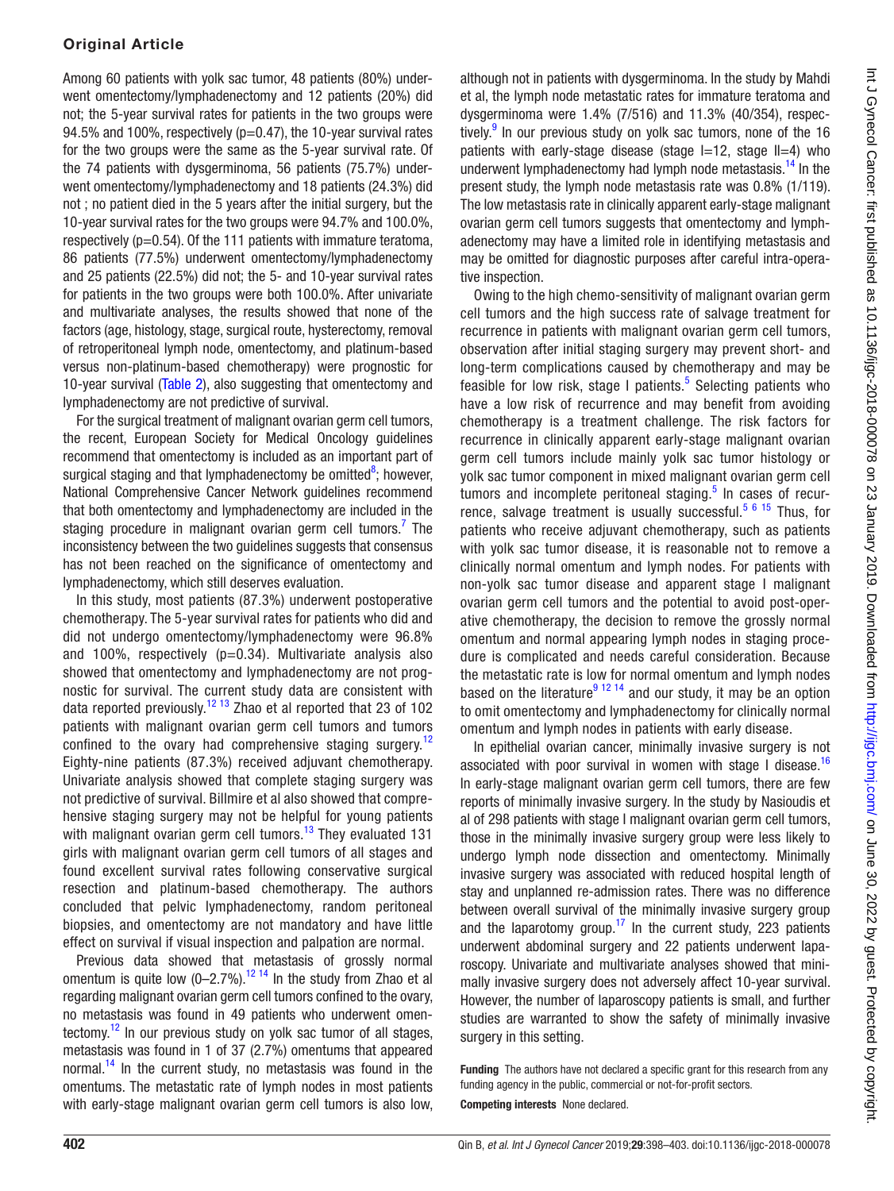Among 60 patients with yolk sac tumor, 48 patients (80%) underwent omentectomy/lymphadenectomy and 12 patients (20%) did not; the 5-year survival rates for patients in the two groups were 94.5% and 100%, respectively (p=0.47), the 10-year survival rates for the two groups were the same as the 5-year survival rate. Of the 74 patients with dysgerminoma, 56 patients (75.7%) underwent omentectomy/lymphadenectomy and 18 patients (24.3%) did not ; no patient died in the 5 years after the initial surgery, but the 10-year survival rates for the two groups were 94.7% and 100.0%, respectively (p=0.54). Of the 111 patients with immature teratoma, 86 patients (77.5%) underwent omentectomy/lymphadenectomy and 25 patients (22.5%) did not; the 5- and 10-year survival rates for patients in the two groups were both 100.0%. After univariate and multivariate analyses, the results showed that none of the factors (age, histology, stage, surgical route, hysterectomy, removal of retroperitoneal lymph node, omentectomy, and platinum-based versus non-platinum-based chemotherapy) were prognostic for 10-year survival (Table 2), also suggesting that omentectomy and lymphadenectomy are not predictive of survival.

For the surgical treatment of malignant ovarian germ cell tumors, the recent, European Society for Medical Oncology guidelines recommend that omentectomy is included as an important part of surgical staging and that lymphadenectomy be omitted[8]; however, National Comprehensive Cancer Network guidelines recommend that both omentectomy and lymphadenectomy are included in the staging procedure in malignant ovarian germ cell tumors.[7] The inconsistency between the two guidelines suggests that consensus has not been reached on the significance of omentectomy and lymphadenectomy, which still deserves evaluation.

In this study, most patients (87.3%) underwent postoperative chemotherapy. The 5-year survival rates for patients who did and did not undergo omentectomy/lymphadenectomy were 96.8% and 100%, respectively (p=0.34). Multivariate analysis also showed that omentectomy and lymphadenectomy are not prognostic for survival. The current study data are consistent with data reported previously.[12,13] Zhao et al reported that 23 of 102 patients with malignant ovarian germ cell tumors and tumors confined to the ovary had comprehensive staging surgery.[12] Eighty-nine patients (87.3%) received adjuvant chemotherapy. Univariate analysis showed that complete staging surgery was not predictive of survival. Billmire et al also showed that comprehensive staging surgery may not be helpful for young patients with malignant ovarian germ cell tumors.[13] They evaluated 131 girls with malignant ovarian germ cell tumors of all stages and found excellent survival rates following conservative surgical resection and platinum-based chemotherapy. The authors concluded that pelvic lymphadenectomy, random peritoneal biopsies, and omentectomy are not mandatory and have little effect on survival if visual inspection and palpation are normal.

Previous data showed that metastasis of grossly normal omentum is quite low (0–2.7%).[12,14] In the study from Zhao et al regarding malignant ovarian germ cell tumors confined to the ovary, no metastasis was found in 49 patients who underwent omentectomy.[12] In our previous study on yolk sac tumor of all stages, metastasis was found in 1 of 37 (2.7%) omentums that appeared normal.[14] In the current study, no metastasis was found in the omentums. The metastatic rate of lymph nodes in most patients with early-stage malignant ovarian germ cell tumors is also low, although not in patients with dysgerminoma. In the study by Mahdi et al, the lymph node metastatic rates for immature teratoma and dysgerminoma were 1.4% (7/516) and 11.3% (40/354), respectively.[9] In our previous study on yolk sac tumors, none of the 16 patients with early-stage disease (stage I=12, stage II=4) who underwent lymphadenectomy had lymph node metastasis.[14] In the present study, the lymph node metastasis rate was 0.8% (1/119). The low metastasis rate in clinically apparent early-stage malignant ovarian germ cell tumors suggests that omentectomy and lymphadenectomy may have a limited role in identifying metastasis and may be omitted for diagnostic purposes after careful intra-operative inspection.

Owing to the high chemo-sensitivity of malignant ovarian germ cell tumors and the high success rate of salvage treatment for recurrence in patients with malignant ovarian germ cell tumors, observation after initial staging surgery may prevent short- and long-term complications caused by chemotherapy and may be feasible for low risk, stage I patients.[5] Selecting patients who have a low risk of recurrence and may benefit from avoiding chemotherapy is a treatment challenge. The risk factors for recurrence in clinically apparent early-stage malignant ovarian germ cell tumors include mainly yolk sac tumor histology or yolk sac tumor component in mixed malignant ovarian germ cell tumors and incomplete peritoneal staging.[5] In cases of recurrence, salvage treatment is usually successful.[5,6,15] Thus, for patients who receive adjuvant chemotherapy, such as patients with yolk sac tumor disease, it is reasonable not to remove a clinically normal omentum and lymph nodes. For patients with non-yolk sac tumor disease and apparent stage I malignant ovarian germ cell tumors and the potential to avoid post-operative chemotherapy, the decision to remove the grossly normal omentum and normal appearing lymph nodes in staging procedure is complicated and needs careful consideration. Because the metastatic rate is low for normal omentum and lymph nodes based on the literature[9,12,14] and our study, it may be an option to omit omentectomy and lymphadenectomy for clinically normal omentum and lymph nodes in patients with early disease.

In epithelial ovarian cancer, minimally invasive surgery is not associated with poor survival in women with stage I disease.[16] In early-stage malignant ovarian germ cell tumors, there are few reports of minimally invasive surgery. In the study by Nasioudis et al of 298 patients with stage I malignant ovarian germ cell tumors, those in the minimally invasive surgery group were less likely to undergo lymph node dissection and omentectomy. Minimally invasive surgery was associated with reduced hospital length of stay and unplanned re-admission rates. There was no difference between overall survival of the minimally invasive surgery group and the laparotomy group.[17] In the current study, 223 patients underwent abdominal surgery and 22 patients underwent laparoscopy. Univariate and multivariate analyses showed that minimally invasive surgery does not adversely affect 10-year survival. However, the number of laparoscopy patients is small, and further studies are warranted to show the safety of minimally invasive surgery in this setting.

**Funding** The authors have not declared a specific grant for this research from any funding agency in the public, commercial or not-for-profit sectors.

**Competing interests** None declared.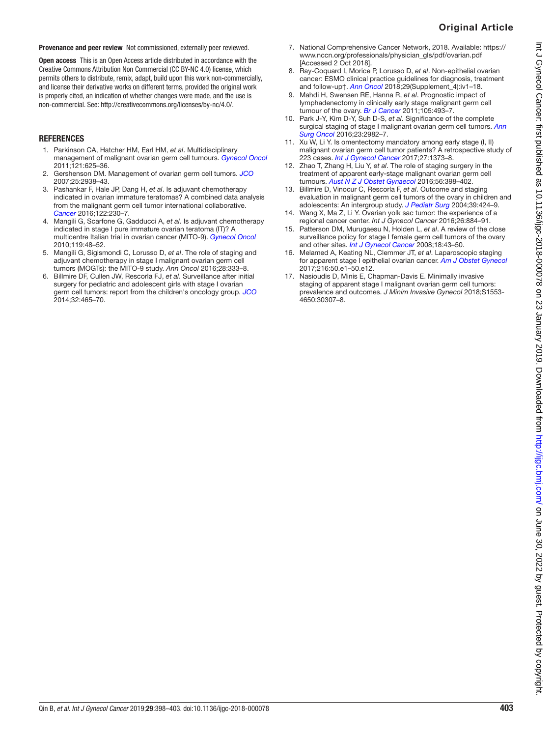**Provenance and peer review** Not commissioned, externally peer reviewed.

**Open access** This is an Open Access article distributed in accordance with the Creative Commons Attribution Non Commercial (CC BY-NC 4.0) license, which permits others to distribute, remix, adapt, build upon this work non-commercially, and license their derivative works on different terms, provided the original work is properly cited, an indication of whether changes were made, and the use is non-commercial. See: http://creativecommons.org/licenses/by-nc/4.0/.

## REFERENCES

1. Parkinson CA, Hatcher HM, Earl HM, *et al*. Multidisciplinary management of malignant ovarian germ cell tumours. *Gynecol Oncol* 2011;121:625–36.
2. Gershenson DM. Management of ovarian germ cell tumors. *JCO* 2007;25:2938–43.
3. Pashankar F, Hale JP, Dang H, *et al*. Is adjuvant chemotherapy indicated in ovarian immature teratomas? A combined data analysis from the malignant germ cell tumor international collaborative. *Cancer* 2016;122:230–7.
4. Mangili G, Scarfone G, Gadducci A, *et al*. Is adjuvant chemotherapy indicated in stage I pure immature ovarian teratoma (IT)? A multicentre Italian trial in ovarian cancer (MITO-9). *Gynecol Oncol* 2010;119:48–52.
5. Mangili G, Sigismondi C, Lorusso D, *et al*. The role of staging and adjuvant chemotherapy in stage I malignant ovarian germ cell tumors (MOGTs): the MITO-9 study. *Ann Oncol* 2016;28:333–8.
6. Billmire DF, Cullen JW, Rescorla FJ, *et al*. Surveillance after initial surgery for pediatric and adolescent girls with stage I ovarian germ cell tumors: report from the children's oncology group. *JCO* 2014;32:465–70.
7. National Comprehensive Cancer Network, 2018. Available: https://www.nccn.org/professionals/physician_gls/pdf/ovarian.pdf [Accessed 2 Oct 2018].
8. Ray-Coquard I, Morice P, Lorusso D, *et al*. Non-epithelial ovarian cancer: ESMO clinical practice guidelines for diagnosis, treatment and follow-up†. *Ann Oncol* 2018;29(Supplement_4):iv1–18.
9. Mahdi H, Swensen RE, Hanna R, *et al*. Prognostic impact of lymphadenectomy in clinically early stage malignant germ cell tumour of the ovary. *Br J Cancer* 2011;105:493–7.
10. Park J-Y, Kim D-Y, Suh D-S, *et al*. Significance of the complete surgical staging of stage I malignant ovarian germ cell tumors. *Ann Surg Oncol* 2016;23:2982–7.
11. Xu W, Li Y. Is omentectomy mandatory among early stage (I, II) malignant ovarian germ cell tumor patients? A retrospective study of 223 cases. *Int J Gynecol Cancer* 2017;27:1373–8.
12. Zhao T, Zhang H, Liu Y, *et al*. The role of staging surgery in the treatment of apparent early-stage malignant ovarian germ cell tumours. *Aust N Z J Obstet Gynaecol* 2016;56:398–402.
13. Billmire D, Vinocur C, Rescorla F, *et al*. Outcome and staging evaluation in malignant germ cell tumors of the ovary in children and adolescents: An intergroup study. *J Pediatr Surg* 2004;39:424–9.
14. Wang X, Ma Z, Li Y. Ovarian yolk sac tumor: the experience of a regional cancer center. *Int J Gynecol Cancer* 2016;26:884–91.
15. Patterson DM, Murugaesu N, Holden L, *et al*. A review of the close surveillance policy for stage I female germ cell tumors of the ovary and other sites. *Int J Gynecol Cancer* 2008;18:43–50.
16. Melamed A, Keating NL, Clemmer JT, *et al*. Laparoscopic staging for apparent stage I epithelial ovarian cancer. *Am J Obstet Gynecol* 2017;216:50.e1–50.e12.
17. Nasioudis D, Minis E, Chapman-Davis E. Minimally invasive staging of apparent stage I malignant ovarian germ cell tumors: prevalence and outcomes. *J Minim Invasive Gynecol* 2018;S1553-4650:30307–8.